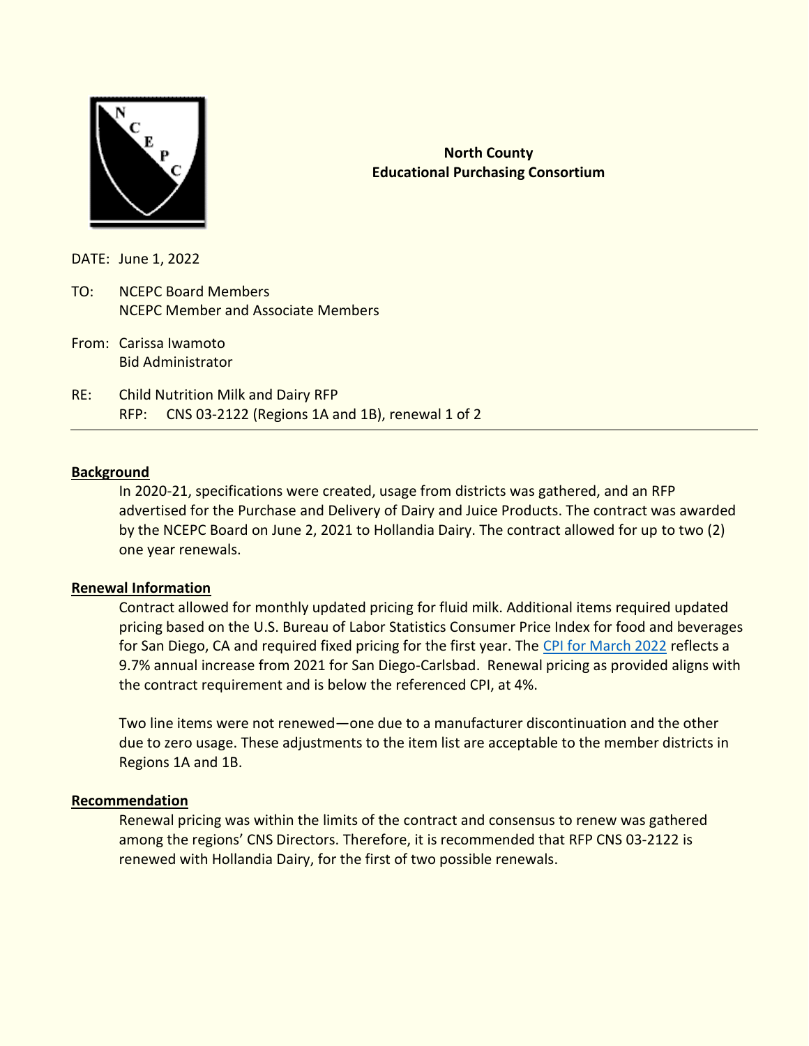**North County**
**Educational Purchasing Consortium**

DATE: June 1, 2022

TO: NCEPC Board Members
NCEPC Member and Associate Members

From: Carissa Iwamoto
Bid Administrator

RE: Child Nutrition Milk and Dairy RFP
RFP: CNS 03-2122 (Regions 1A and 1B), renewal 1 of 2

---

**Background**

In 2020-21, specifications were created, usage from districts was gathered, and an RFP advertised for the Purchase and Delivery of Dairy and Juice Products. The contract was awarded by the NCEPC Board on June 2, 2021 to Hollandia Dairy. The contract allowed for up to two (2) one year renewals.

**Renewal Information**

Contract allowed for monthly updated pricing for fluid milk. Additional items required updated pricing based on the U.S. Bureau of Labor Statistics Consumer Price Index for food and beverages for San Diego, CA and required fixed pricing for the first year. The CPI for March 2022 reflects a 9.7% annual increase from 2021 for San Diego-Carlsbad. Renewal pricing as provided aligns with the contract requirement and is below the referenced CPI, at 4%.

Two line items were not renewed—one due to a manufacturer discontinuation and the other due to zero usage. These adjustments to the item list are acceptable to the member districts in Regions 1A and 1B.

**Recommendation**

Renewal pricing was within the limits of the contract and consensus to renew was gathered among the regions' CNS Directors. Therefore, it is recommended that RFP CNS 03-2122 is renewed with Hollandia Dairy, for the first of two possible renewals.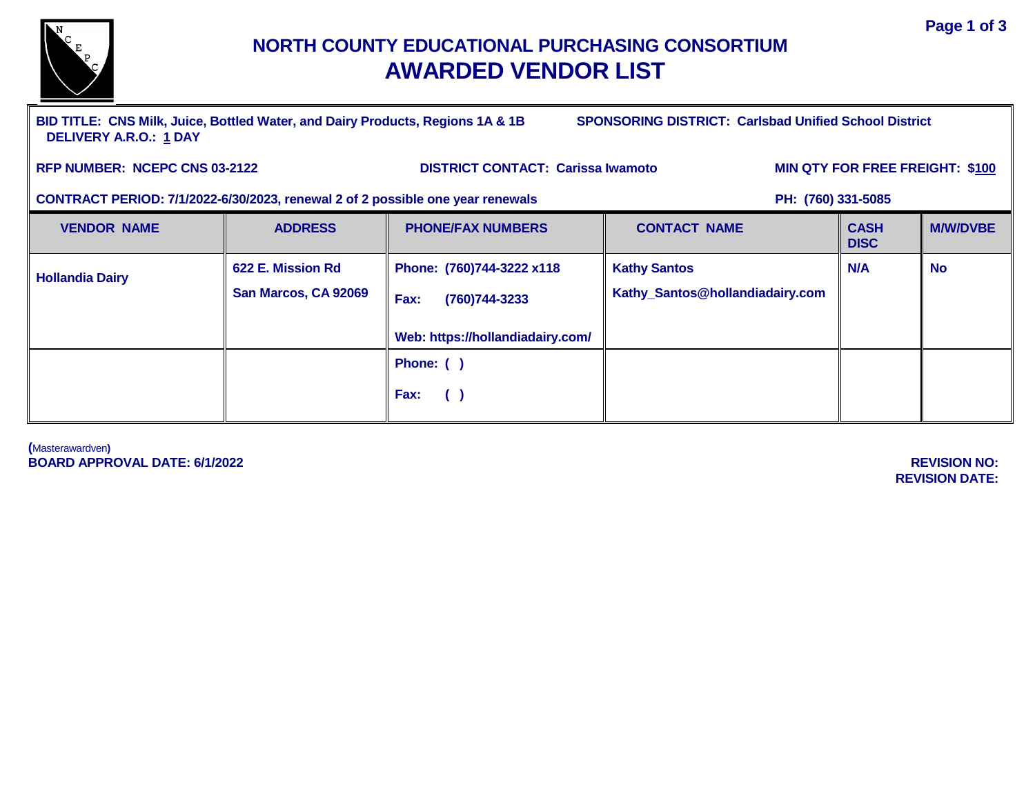# NORTH COUNTY EDUCATIONAL PURCHASING CONSORTIUM
## AWARDED VENDOR LIST

**BID TITLE: CNS Milk, Juice, Bottled Water, and Dairy Products, Regions 1A & 1B** **SPONSORING DISTRICT: Carlsbad Unified School District**
**DELIVERY A.R.O.: 1 DAY**

**RFP NUMBER: NCEPC CNS 03-2122** **DISTRICT CONTACT: Carissa Iwamoto** **MIN QTY FOR FREE FREIGHT: $100**

**CONTRACT PERIOD: 7/1/2022-6/30/2023, renewal 2 of 2 possible one year renewals** **PH: (760) 331-5085**

| VENDOR NAME | ADDRESS | PHONE/FAX NUMBERS | CONTACT NAME | CASH DISC | M/W/DVBE |
|---|---|---|---|---|---|
| Hollandia Dairy | 622 E. Mission Rd<br>San Marcos, CA 92069 | Phone: (760)744-3222 x118<br>Fax: (760)744-3233<br>Web: https://hollandiadairy.com/ | Kathy Santos<br>Kathy_Santos@hollandiadairy.com | N/A | No |
| | | Phone: ( )<br>Fax: ( ) | | | |

(Masterawardven)
**BOARD APPROVAL DATE: 6/1/2022**

**REVISION NO:**
**REVISION DATE:**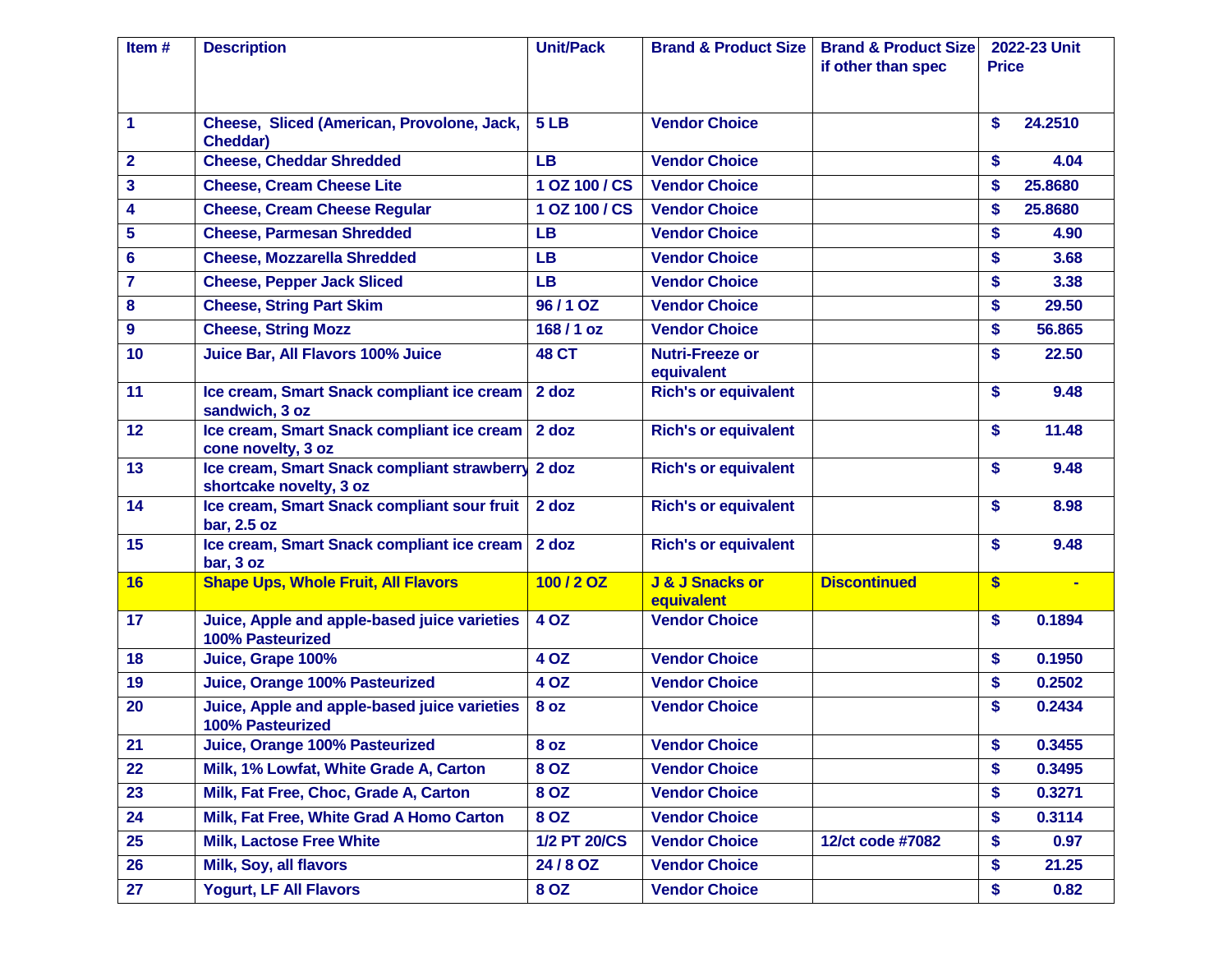| Item # | Description | Unit/Pack | Brand & Product Size | Brand & Product Size if other than spec | 2022-23 Unit Price |
|---|---|---|---|---|---|
| 1 | Cheese, Sliced (American, Provolone, Jack, Cheddar) | 5 LB | Vendor Choice | | $ 24.2510 |
| 2 | Cheese, Cheddar Shredded | LB | Vendor Choice | | $ 4.04 |
| 3 | Cheese, Cream Cheese Lite | 1 OZ 100 / CS | Vendor Choice | | $ 25.8680 |
| 4 | Cheese, Cream Cheese Regular | 1 OZ 100 / CS | Vendor Choice | | $ 25.8680 |
| 5 | Cheese, Parmesan Shredded | LB | Vendor Choice | | $ 4.90 |
| 6 | Cheese, Mozzarella Shredded | LB | Vendor Choice | | $ 3.68 |
| 7 | Cheese, Pepper Jack Sliced | LB | Vendor Choice | | $ 3.38 |
| 8 | Cheese, String Part Skim | 96 / 1 OZ | Vendor Choice | | $ 29.50 |
| 9 | Cheese, String Mozz | 168 / 1 oz | Vendor Choice | | $ 56.865 |
| 10 | Juice Bar, All Flavors 100% Juice | 48 CT | Nutri-Freeze or equivalent | | $ 22.50 |
| 11 | Ice cream, Smart Snack compliant ice cream sandwich, 3 oz | 2 doz | Rich's or equivalent | | $ 9.48 |
| 12 | Ice cream, Smart Snack compliant ice cream cone novelty, 3 oz | 2 doz | Rich's or equivalent | | $ 11.48 |
| 13 | Ice cream, Smart Snack compliant strawberry shortcake novelty, 3 oz | 2 doz | Rich's or equivalent | | $ 9.48 |
| 14 | Ice cream, Smart Snack compliant sour fruit bar, 2.5 oz | 2 doz | Rich's or equivalent | | $ 8.98 |
| 15 | Ice cream, Smart Snack compliant ice cream bar, 3 oz | 2 doz | Rich's or equivalent | | $ 9.48 |
| 16 | Shape Ups, Whole Fruit, All Flavors | 100 / 2 OZ | J & J Snacks or equivalent | Discontinued | $ - |
| 17 | Juice, Apple and apple-based juice varieties 100% Pasteurized | 4 OZ | Vendor Choice | | $ 0.1894 |
| 18 | Juice, Grape 100% | 4 OZ | Vendor Choice | | $ 0.1950 |
| 19 | Juice, Orange 100% Pasteurized | 4 OZ | Vendor Choice | | $ 0.2502 |
| 20 | Juice, Apple and apple-based juice varieties 100% Pasteurized | 8 oz | Vendor Choice | | $ 0.2434 |
| 21 | Juice, Orange 100% Pasteurized | 8 oz | Vendor Choice | | $ 0.3455 |
| 22 | Milk, 1% Lowfat, White Grade A, Carton | 8 OZ | Vendor Choice | | $ 0.3495 |
| 23 | Milk, Fat Free, Choc, Grade A, Carton | 8 OZ | Vendor Choice | | $ 0.3271 |
| 24 | Milk, Fat Free, White Grad A Homo Carton | 8 OZ | Vendor Choice | | $ 0.3114 |
| 25 | Milk, Lactose Free White | 1/2 PT 20/CS | Vendor Choice | 12/ct code #7082 | $ 0.97 |
| 26 | Milk, Soy, all flavors | 24 / 8 OZ | Vendor Choice | | $ 21.25 |
| 27 | Yogurt, LF All Flavors | 8 OZ | Vendor Choice | | $ 0.82 |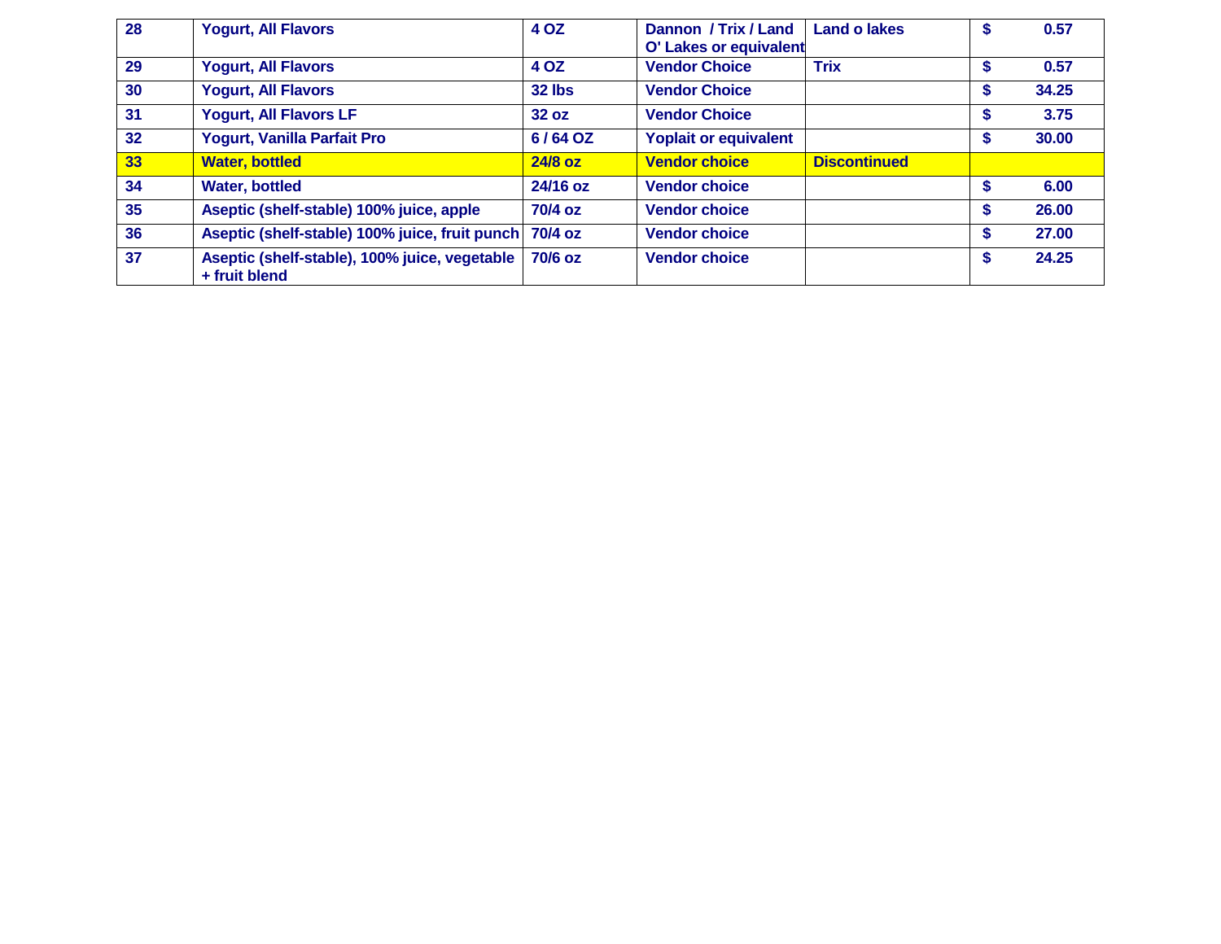| | | | | | |
|---|---|---|---|---|---|
| 28 | Yogurt, All Flavors | 4 OZ | Dannon / Trix / Land O' Lakes or equivalent | Land o lakes | $ 0.57 |
| 29 | Yogurt, All Flavors | 4 OZ | Vendor Choice | Trix | $ 0.57 |
| 30 | Yogurt, All Flavors | 32 lbs | Vendor Choice | | $ 34.25 |
| 31 | Yogurt, All Flavors LF | 32 oz | Vendor Choice | | $ 3.75 |
| 32 | Yogurt, Vanilla Parfait Pro | 6 / 64 OZ | Yoplait or equivalent | | $ 30.00 |
| 33 | Water, bottled | 24/8 oz | Vendor choice | Discontinued | |
| 34 | Water, bottled | 24/16 oz | Vendor choice | | $ 6.00 |
| 35 | Aseptic (shelf-stable) 100% juice, apple | 70/4 oz | Vendor choice | | $ 26.00 |
| 36 | Aseptic (shelf-stable) 100% juice, fruit punch | 70/4 oz | Vendor choice | | $ 27.00 |
| 37 | Aseptic (shelf-stable), 100% juice, vegetable + fruit blend | 70/6 oz | Vendor choice | | $ 24.25 |